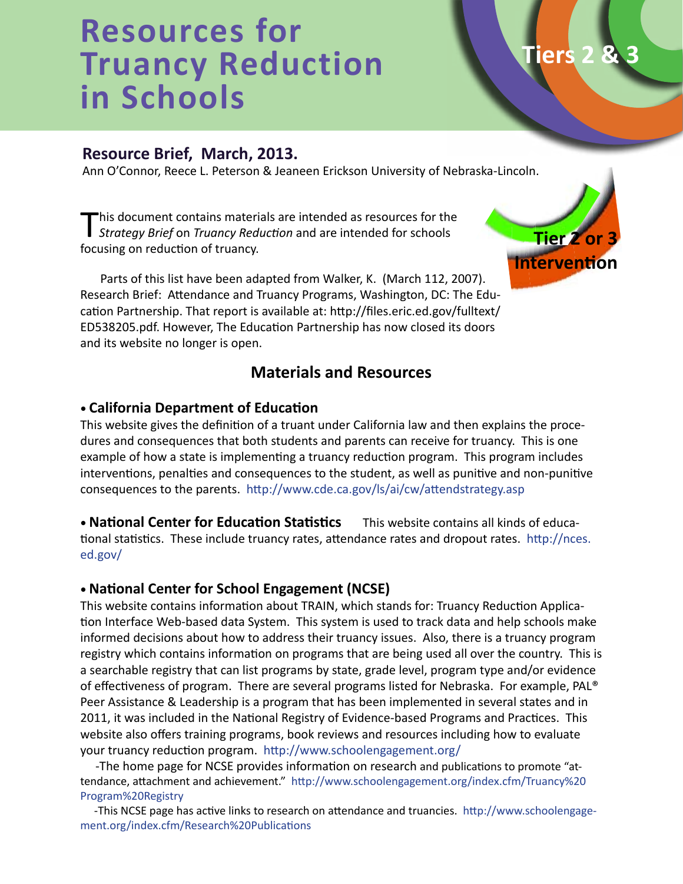# Resources for Truancy Reduction in Schools

Tiers 2 & 3

## Resource Brief, March, 2013.

Ann O'Connor, Reece L. Peterson & Jeaneen Erickson University of Nebraska-Lincoln.

Tier 2 or 3 Intervention

This document contains materials are intended as resources for the *Strategy Brief* on *Truancy Reduction* and are intended for schools focusing on reduction of truancy.

Parts of this list have been adapted from Walker, K. (March 112, 2007). Research Brief: Attendance and Truancy Programs, Washington, DC: The Education Partnership. That report is available at: http://files.eric.ed.gov/fulltext/ED538205.pdf. However, The Education Partnership has now closed its doors and its website no longer is open.

## Materials and Resources

• **California Department of Education**

This website gives the definition of a truant under California law and then explains the procedures and consequences that both students and parents can receive for truancy. This is one example of how a state is implementing a truancy reduction program. This program includes interventions, penalties and consequences to the student, as well as punitive and non-punitive consequences to the parents. http://www.cde.ca.gov/ls/ai/cw/attendstrategy.asp

• **National Center for Education Statistics** This website contains all kinds of educational statistics. These include truancy rates, attendance rates and dropout rates. http://nces.ed.gov/

• **National Center for School Engagement (NCSE)**

This website contains information about TRAIN, which stands for: Truancy Reduction Application Interface Web-based data System. This system is used to track data and help schools make informed decisions about how to address their truancy issues. Also, there is a truancy program registry which contains information on programs that are being used all over the country. This is a searchable registry that can list programs by state, grade level, program type and/or evidence of effectiveness of program. There are several programs listed for Nebraska. For example, PAL® Peer Assistance & Leadership is a program that has been implemented in several states and in 2011, it was included in the National Registry of Evidence-based Programs and Practices. This website also offers training programs, book reviews and resources including how to evaluate your truancy reduction program. http://www.schoolengagement.org/

-The home page for NCSE provides information on research and publications to promote "attendance, attachment and achievement." http://www.schoolengagement.org/index.cfm/Truancy%20Program%20Registry

-This NCSE page has active links to research on attendance and truancies. http://www.schoolengagement.org/index.cfm/Research%20Publications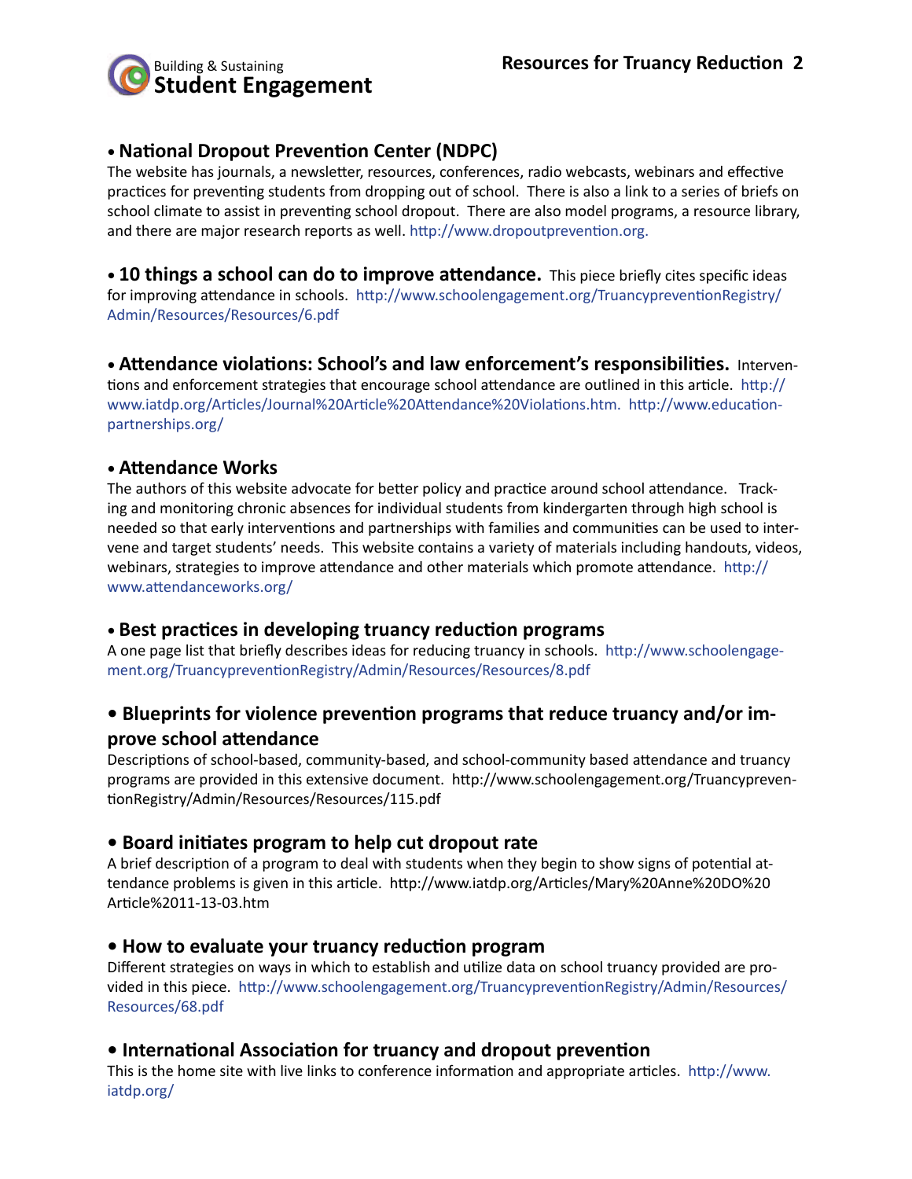## • National Dropout Prevention Center (NDPC)

The website has journals, a newsletter, resources, conferences, radio webcasts, webinars and effective practices for preventing students from dropping out of school. There is also a link to a series of briefs on school climate to assist in preventing school dropout. There are also model programs, a resource library, and there are major research reports as well. http://www.dropoutprevention.org.

**• 10 things a school can do to improve attendance.** This piece briefly cites specific ideas for improving attendance in schools. http://www.schoolengagement.org/TruancypreventionRegistry/Admin/Resources/Resources/6.pdf

**• Attendance violations: School's and law enforcement's responsibilities.** Interventions and enforcement strategies that encourage school attendance are outlined in this article. http://www.iatdp.org/Articles/Journal%20Article%20Attendance%20Violations.htm. http://www.education-partnerships.org/

## • Attendance Works

The authors of this website advocate for better policy and practice around school attendance. Tracking and monitoring chronic absences for individual students from kindergarten through high school is needed so that early interventions and partnerships with families and communities can be used to intervene and target students' needs. This website contains a variety of materials including handouts, videos, webinars, strategies to improve attendance and other materials which promote attendance. http://www.attendanceworks.org/

## • Best practices in developing truancy reduction programs

A one page list that briefly describes ideas for reducing truancy in schools. http://www.schoolengagement.org/TruancypreventionRegistry/Admin/Resources/Resources/8.pdf

## • Blueprints for violence prevention programs that reduce truancy and/or improve school attendance

Descriptions of school-based, community-based, and school-community based attendance and truancy programs are provided in this extensive document. http://www.schoolengagement.org/TruancypreventionRegistry/Admin/Resources/Resources/115.pdf

## • Board initiates program to help cut dropout rate

A brief description of a program to deal with students when they begin to show signs of potential attendance problems is given in this article. http://www.iatdp.org/Articles/Mary%20Anne%20DO%20Article%2011-13-03.htm

## • How to evaluate your truancy reduction program

Different strategies on ways in which to establish and utilize data on school truancy provided are provided in this piece. http://www.schoolengagement.org/TruancypreventionRegistry/Admin/Resources/Resources/68.pdf

## • International Association for truancy and dropout prevention

This is the home site with live links to conference information and appropriate articles. http://www.iatdp.org/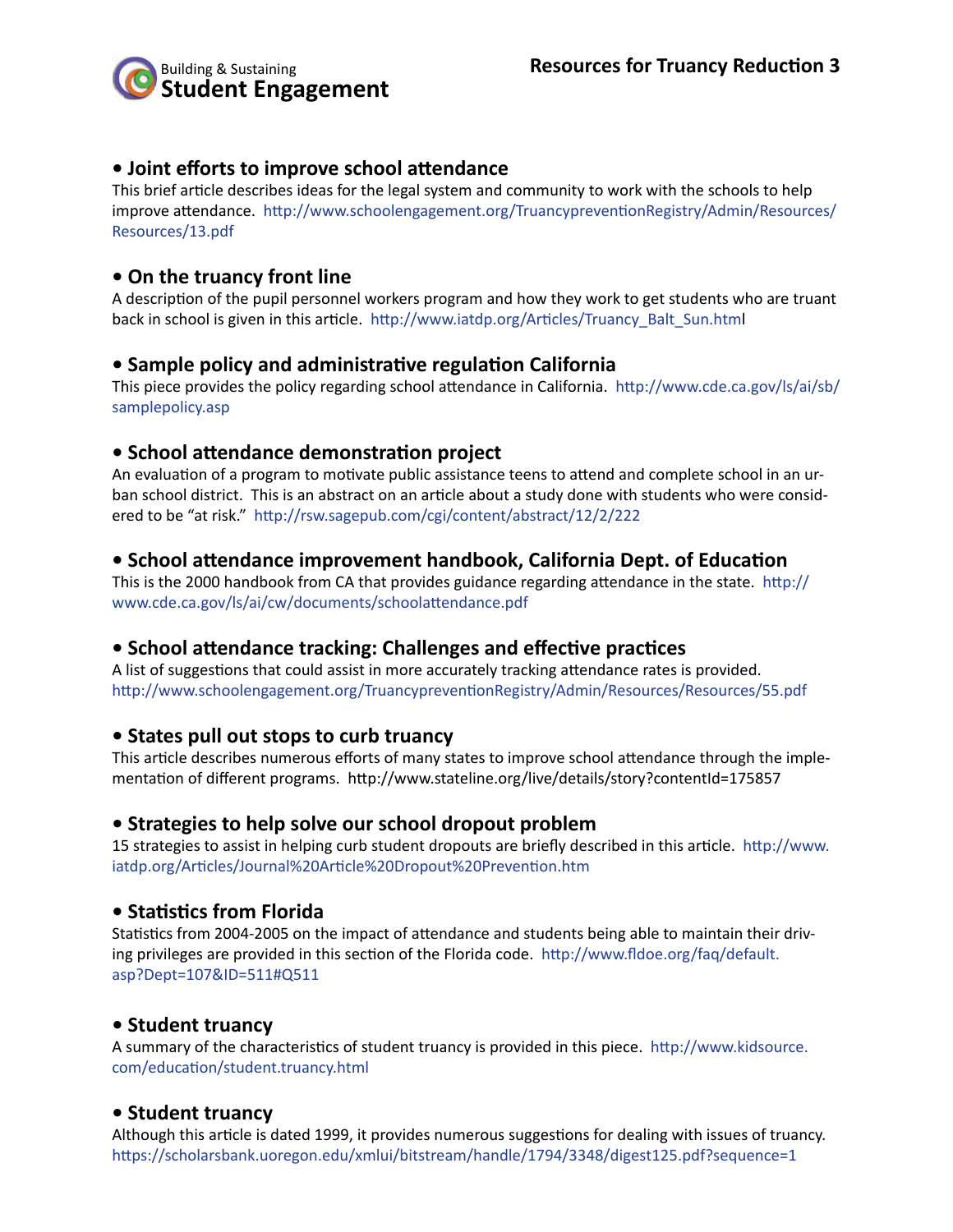- **Joint efforts to improve school attendance**
This brief article describes ideas for the legal system and community to work with the schools to help improve attendance. http://www.schoolengagement.org/TruancypreventionRegistry/Admin/Resources/Resources/13.pdf

- **On the truancy front line**
A description of the pupil personnel workers program and how they work to get students who are truant back in school is given in this article. http://www.iatdp.org/Articles/Truancy_Balt_Sun.html

- **Sample policy and administrative regulation California**
This piece provides the policy regarding school attendance in California. http://www.cde.ca.gov/ls/ai/sb/samplepolicy.asp

- **School attendance demonstration project**
An evaluation of a program to motivate public assistance teens to attend and complete school in an urban school district. This is an abstract on an article about a study done with students who were considered to be "at risk." http://rsw.sagepub.com/cgi/content/abstract/12/2/222

- **School attendance improvement handbook, California Dept. of Education**
This is the 2000 handbook from CA that provides guidance regarding attendance in the state. http://www.cde.ca.gov/ls/ai/cw/documents/schoolattendance.pdf

- **School attendance tracking: Challenges and effective practices**
A list of suggestions that could assist in more accurately tracking attendance rates is provided. http://www.schoolengagement.org/TruancypreventionRegistry/Admin/Resources/Resources/55.pdf

- **States pull out stops to curb truancy**
This article describes numerous efforts of many states to improve school attendance through the implementation of different programs. http://www.stateline.org/live/details/story?contentId=175857

- **Strategies to help solve our school dropout problem**
15 strategies to assist in helping curb student dropouts are briefly described in this article. http://www.iatdp.org/Articles/Journal%20Article%20Dropout%20Prevention.htm

- **Statistics from Florida**
Statistics from 2004-2005 on the impact of attendance and students being able to maintain their driving privileges are provided in this section of the Florida code. http://www.fldoe.org/faq/default.asp?Dept=107&ID=511#Q511

- **Student truancy**
A summary of the characteristics of student truancy is provided in this piece. http://www.kidsource.com/education/student.truancy.html

- **Student truancy**
Although this article is dated 1999, it provides numerous suggestions for dealing with issues of truancy. https://scholarsbank.uoregon.edu/xmlui/bitstream/handle/1794/3348/digest125.pdf?sequence=1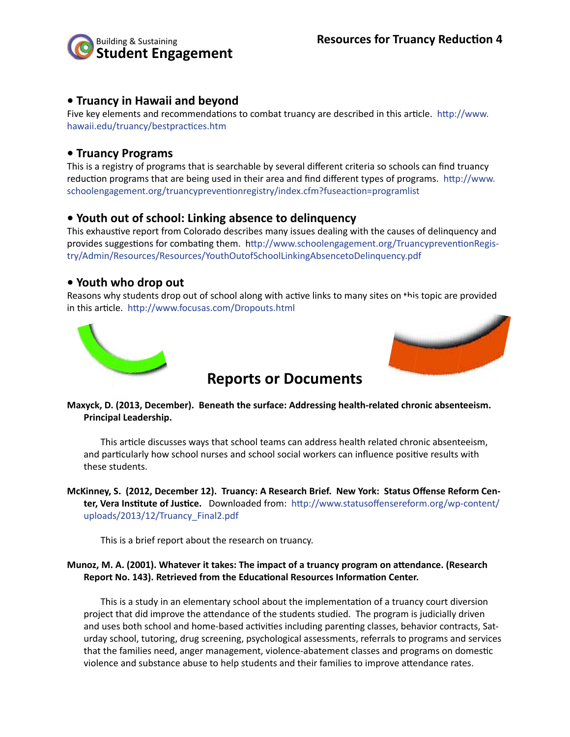- **Truancy in Hawaii and beyond**

Five key elements and recommendations to combat truancy are described in this article. http://www.hawaii.edu/truancy/bestpractices.htm

- **Truancy Programs**

This is a registry of programs that is searchable by several different criteria so schools can find truancy reduction programs that are being used in their area and find different types of programs. http://www.schoolengagement.org/truancypreventionregistry/index.cfm?fuseaction=programlist

- **Youth out of school: Linking absence to delinquency**

This exhaustive report from Colorado describes many issues dealing with the causes of delinquency and provides suggestions for combating them. http://www.schoolengagement.org/TruancypreventionRegistry/Admin/Resources/Resources/YouthOutofSchoolLinkingAbsencetoDelinquency.pdf

- **Youth who drop out**

Reasons why students drop out of school along with active links to many sites on this topic are provided in this article. http://www.focusas.com/Dropouts.html

## Reports or Documents

**Maxyck, D. (2013, December). Beneath the surface: Addressing health-related chronic absenteeism. Principal Leadership.**

This article discusses ways that school teams can address health related chronic absenteeism, and particularly how school nurses and school social workers can influence positive results with these students.

**McKinney, S. (2012, December 12). Truancy: A Research Brief. New York: Status Offense Reform Center, Vera Institute of Justice.** Downloaded from: http://www.statusoffensereform.org/wp-content/uploads/2013/12/Truancy_Final2.pdf

This is a brief report about the research on truancy.

**Munoz, M. A. (2001). Whatever it takes: The impact of a truancy program on attendance. (Research Report No. 143). Retrieved from the Educational Resources Information Center.**

This is a study in an elementary school about the implementation of a truancy court diversion project that did improve the attendance of the students studied. The program is judicially driven and uses both school and home-based activities including parenting classes, behavior contracts, Saturday school, tutoring, drug screening, psychological assessments, referrals to programs and services that the families need, anger management, violence-abatement classes and programs on domestic violence and substance abuse to help students and their families to improve attendance rates.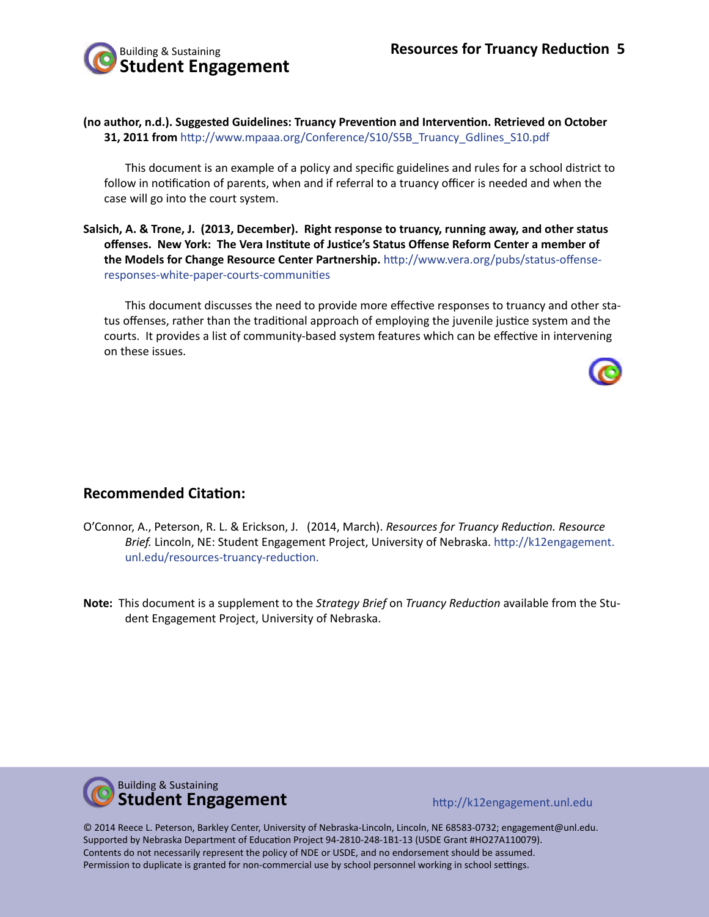**(no author, n.d.). Suggested Guidelines: Truancy Prevention and Intervention. Retrieved on October 31, 2011 from** http://www.mpaaa.org/Conference/S10/S5B_Truancy_Gdlines_S10.pdf

This document is an example of a policy and specific guidelines and rules for a school district to follow in notification of parents, when and if referral to a truancy officer is needed and when the case will go into the court system.

**Salsich, A. & Trone, J. (2013, December). Right response to truancy, running away, and other status offenses. New York: The Vera Institute of Justice's Status Offense Reform Center a member of the Models for Change Resource Center Partnership.** http://www.vera.org/pubs/status-offense-responses-white-paper-courts-communities

This document discusses the need to provide more effective responses to truancy and other status offenses, rather than the traditional approach of employing the juvenile justice system and the courts. It provides a list of community-based system features which can be effective in intervening on these issues.

## Recommended Citation:

O'Connor, A., Peterson, R. L. & Erickson, J. (2014, March). *Resources for Truancy Reduction. Resource Brief.* Lincoln, NE: Student Engagement Project, University of Nebraska. http://k12engagement.unl.edu/resources-truancy-reduction.

**Note:** This document is a supplement to the *Strategy Brief* on *Truancy Reduction* available from the Student Engagement Project, University of Nebraska.

Building & Sustaining
**Student Engagement**

http://k12engagement.unl.edu

© 2014 Reece L. Peterson, Barkley Center, University of Nebraska-Lincoln, Lincoln, NE 68583-0732; engagement@unl.edu.
Supported by Nebraska Department of Education Project 94-2810-248-1B1-13 (USDE Grant #HO27A110079).
Contents do not necessarily represent the policy of NDE or USDE, and no endorsement should be assumed.
Permission to duplicate is granted for non-commercial use by school personnel working in school settings.